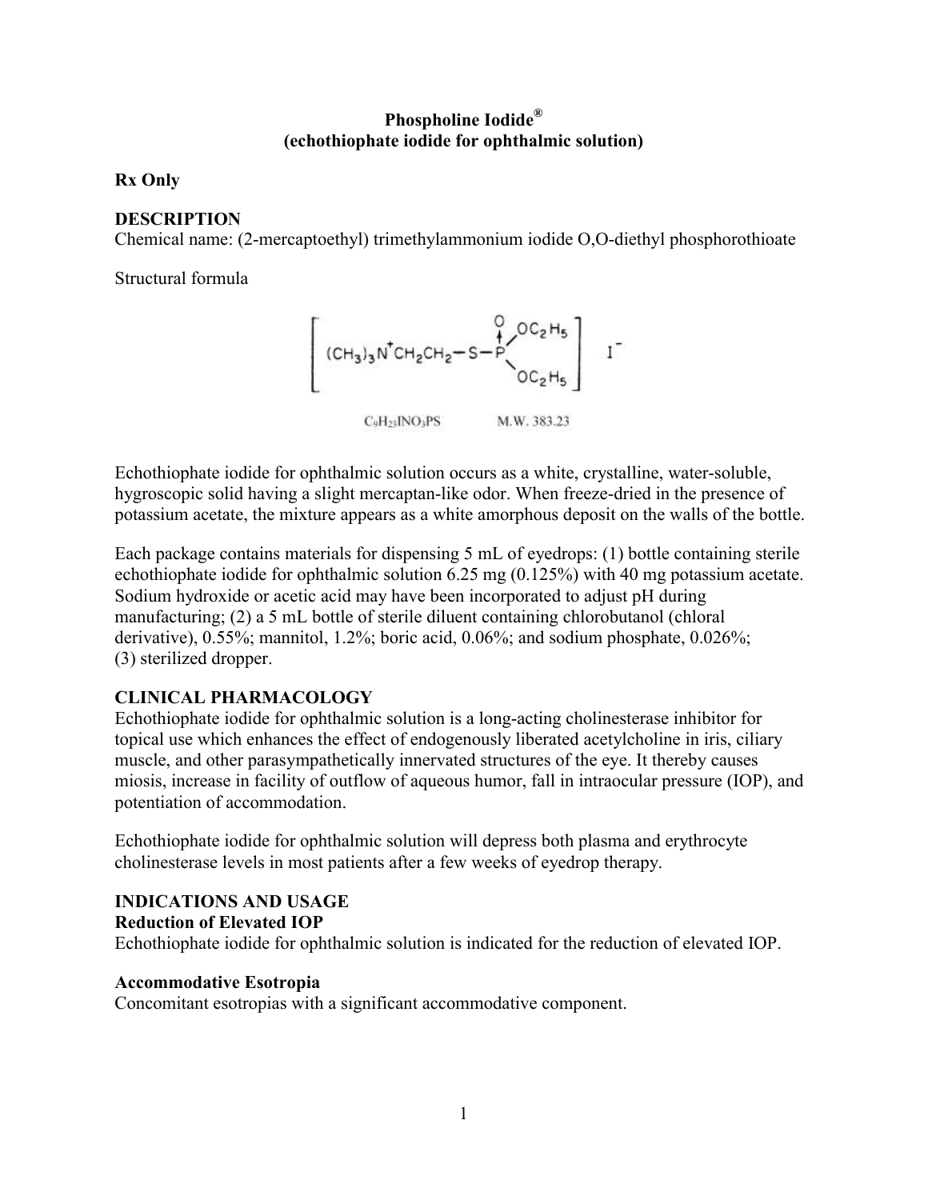**Phospholine Iodide®**
**(echothiophate iodide for ophthalmic solution)**

**Rx Only**

## DESCRIPTION

Chemical name: (2-mercaptoethyl) trimethylammonium iodide O,O-diethyl phosphorothioate

Structural formula

$$\left[ (CH_3)_3N^+CH_2CH_2-S-\overset{O}{\underset{\phantom{O}}{P}}(OC_2H_5)_2 \right] I^-$$

$C_9H_{23}INO_3PS$ M.W. 383.23

Echothiophate iodide for ophthalmic solution occurs as a white, crystalline, water-soluble, hygroscopic solid having a slight mercaptan-like odor. When freeze-dried in the presence of potassium acetate, the mixture appears as a white amorphous deposit on the walls of the bottle.

Each package contains materials for dispensing 5 mL of eyedrops: (1) bottle containing sterile echothiophate iodide for ophthalmic solution 6.25 mg (0.125%) with 40 mg potassium acetate. Sodium hydroxide or acetic acid may have been incorporated to adjust pH during manufacturing; (2) a 5 mL bottle of sterile diluent containing chlorobutanol (chloral derivative), 0.55%; mannitol, 1.2%; boric acid, 0.06%; and sodium phosphate, 0.026%; (3) sterilized dropper.

## CLINICAL PHARMACOLOGY

Echothiophate iodide for ophthalmic solution is a long-acting cholinesterase inhibitor for topical use which enhances the effect of endogenously liberated acetylcholine in iris, ciliary muscle, and other parasympathetically innervated structures of the eye. It thereby causes miosis, increase in facility of outflow of aqueous humor, fall in intraocular pressure (IOP), and potentiation of accommodation.

Echothiophate iodide for ophthalmic solution will depress both plasma and erythrocyte cholinesterase levels in most patients after a few weeks of eyedrop therapy.

## INDICATIONS AND USAGE

### Reduction of Elevated IOP

Echothiophate iodide for ophthalmic solution is indicated for the reduction of elevated IOP.

### Accommodative Esotropia

Concomitant esotropias with a significant accommodative component.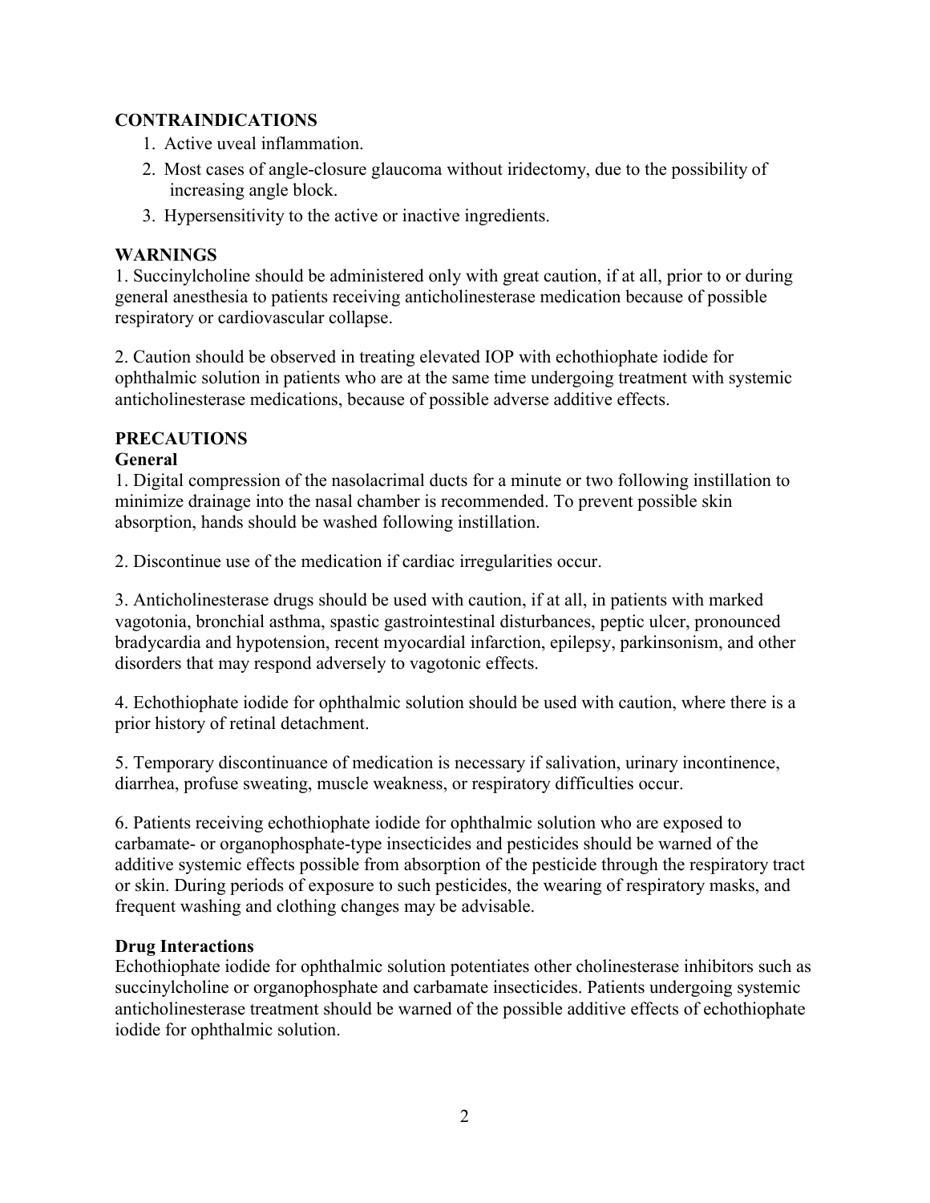## CONTRAINDICATIONS

1. Active uveal inflammation.
2. Most cases of angle-closure glaucoma without iridectomy, due to the possibility of increasing angle block.
3. Hypersensitivity to the active or inactive ingredients.

## WARNINGS

1. Succinylcholine should be administered only with great caution, if at all, prior to or during general anesthesia to patients receiving anticholinesterase medication because of possible respiratory or cardiovascular collapse.

2. Caution should be observed in treating elevated IOP with echothiophate iodide for ophthalmic solution in patients who are at the same time undergoing treatment with systemic anticholinesterase medications, because of possible adverse additive effects.

## PRECAUTIONS

### General

1. Digital compression of the nasolacrimal ducts for a minute or two following instillation to minimize drainage into the nasal chamber is recommended. To prevent possible skin absorption, hands should be washed following instillation.

2. Discontinue use of the medication if cardiac irregularities occur.

3. Anticholinesterase drugs should be used with caution, if at all, in patients with marked vagotonia, bronchial asthma, spastic gastrointestinal disturbances, peptic ulcer, pronounced bradycardia and hypotension, recent myocardial infarction, epilepsy, parkinsonism, and other disorders that may respond adversely to vagotonic effects.

4. Echothiophate iodide for ophthalmic solution should be used with caution, where there is a prior history of retinal detachment.

5. Temporary discontinuance of medication is necessary if salivation, urinary incontinence, diarrhea, profuse sweating, muscle weakness, or respiratory difficulties occur.

6. Patients receiving echothiophate iodide for ophthalmic solution who are exposed to carbamate- or organophosphate-type insecticides and pesticides should be warned of the additive systemic effects possible from absorption of the pesticide through the respiratory tract or skin. During periods of exposure to such pesticides, the wearing of respiratory masks, and frequent washing and clothing changes may be advisable.

### Drug Interactions

Echothiophate iodide for ophthalmic solution potentiates other cholinesterase inhibitors such as succinylcholine or organophosphate and carbamate insecticides. Patients undergoing systemic anticholinesterase treatment should be warned of the possible additive effects of echothiophate iodide for ophthalmic solution.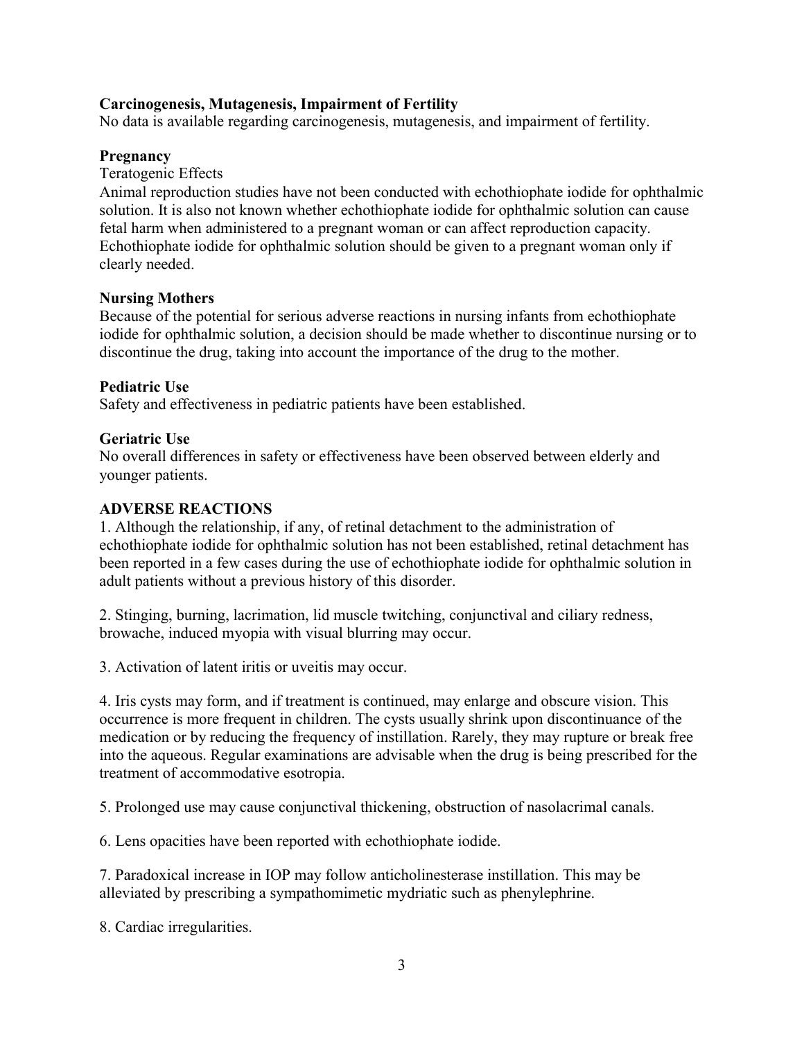**Carcinogenesis, Mutagenesis, Impairment of Fertility**
No data is available regarding carcinogenesis, mutagenesis, and impairment of fertility.

**Pregnancy**
Teratogenic Effects
Animal reproduction studies have not been conducted with echothiophate iodide for ophthalmic solution. It is also not known whether echothiophate iodide for ophthalmic solution can cause fetal harm when administered to a pregnant woman or can affect reproduction capacity. Echothiophate iodide for ophthalmic solution should be given to a pregnant woman only if clearly needed.

**Nursing Mothers**
Because of the potential for serious adverse reactions in nursing infants from echothiophate iodide for ophthalmic solution, a decision should be made whether to discontinue nursing or to discontinue the drug, taking into account the importance of the drug to the mother.

**Pediatric Use**
Safety and effectiveness in pediatric patients have been established.

**Geriatric Use**
No overall differences in safety or effectiveness have been observed between elderly and younger patients.

**ADVERSE REACTIONS**

1. Although the relationship, if any, of retinal detachment to the administration of echothiophate iodide for ophthalmic solution has not been established, retinal detachment has been reported in a few cases during the use of echothiophate iodide for ophthalmic solution in adult patients without a previous history of this disorder.

2. Stinging, burning, lacrimation, lid muscle twitching, conjunctival and ciliary redness, browache, induced myopia with visual blurring may occur.

3. Activation of latent iritis or uveitis may occur.

4. Iris cysts may form, and if treatment is continued, may enlarge and obscure vision. This occurrence is more frequent in children. The cysts usually shrink upon discontinuance of the medication or by reducing the frequency of instillation. Rarely, they may rupture or break free into the aqueous. Regular examinations are advisable when the drug is being prescribed for the treatment of accommodative esotropia.

5. Prolonged use may cause conjunctival thickening, obstruction of nasolacrimal canals.

6. Lens opacities have been reported with echothiophate iodide.

7. Paradoxical increase in IOP may follow anticholinesterase instillation. This may be alleviated by prescribing a sympathomimetic mydriatic such as phenylephrine.

8. Cardiac irregularities.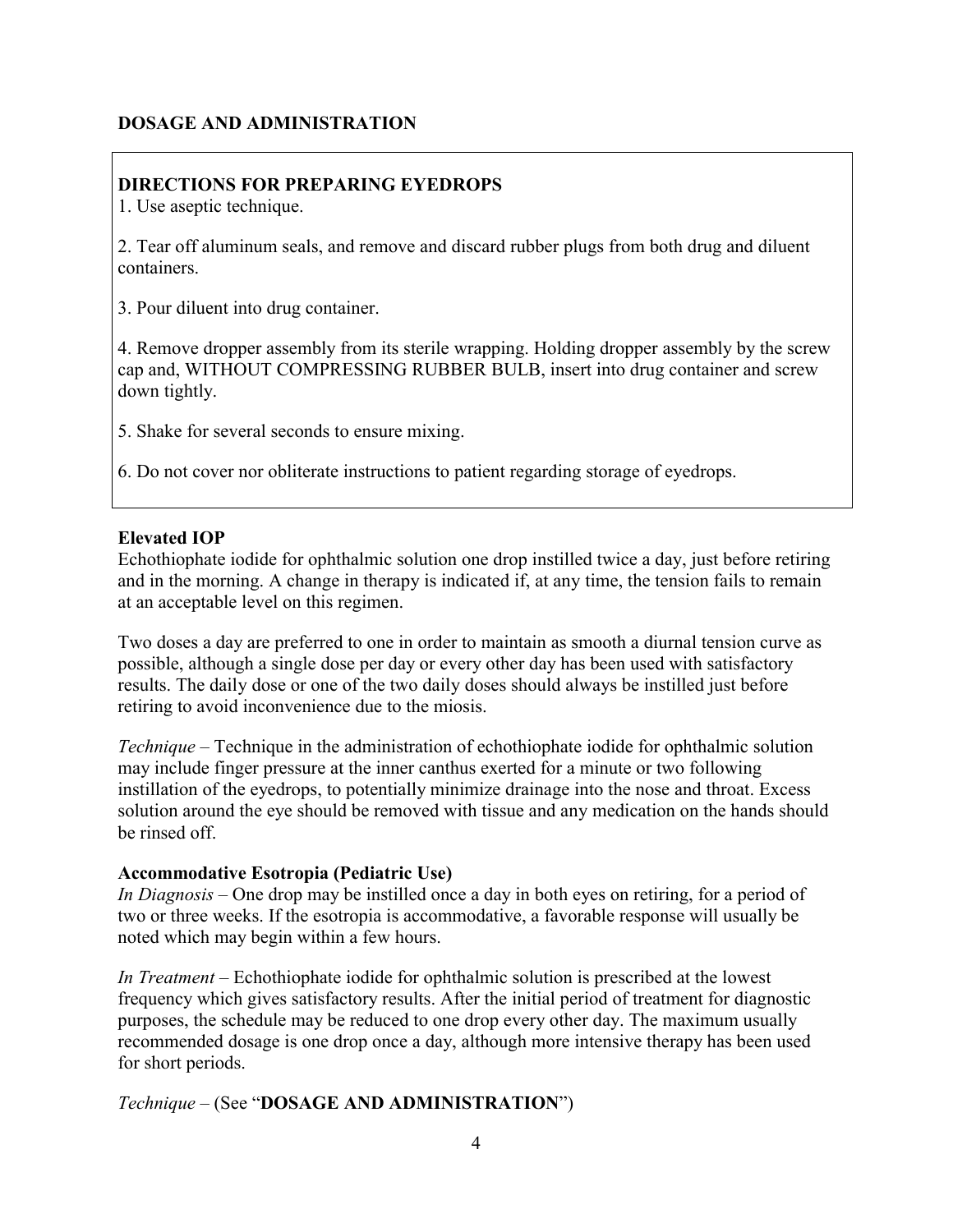## DOSAGE AND ADMINISTRATION

### DIRECTIONS FOR PREPARING EYEDROPS

1. Use aseptic technique.

2. Tear off aluminum seals, and remove and discard rubber plugs from both drug and diluent containers.

3. Pour diluent into drug container.

4. Remove dropper assembly from its sterile wrapping. Holding dropper assembly by the screw cap and, WITHOUT COMPRESSING RUBBER BULB, insert into drug container and screw down tightly.

5. Shake for several seconds to ensure mixing.

6. Do not cover nor obliterate instructions to patient regarding storage of eyedrops.

### Elevated IOP

Echothiophate iodide for ophthalmic solution one drop instilled twice a day, just before retiring and in the morning. A change in therapy is indicated if, at any time, the tension fails to remain at an acceptable level on this regimen.

Two doses a day are preferred to one in order to maintain as smooth a diurnal tension curve as possible, although a single dose per day or every other day has been used with satisfactory results. The daily dose or one of the two daily doses should always be instilled just before retiring to avoid inconvenience due to the miosis.

*Technique* – Technique in the administration of echothiophate iodide for ophthalmic solution may include finger pressure at the inner canthus exerted for a minute or two following instillation of the eyedrops, to potentially minimize drainage into the nose and throat. Excess solution around the eye should be removed with tissue and any medication on the hands should be rinsed off.

### Accommodative Esotropia (Pediatric Use)

*In Diagnosis* – One drop may be instilled once a day in both eyes on retiring, for a period of two or three weeks. If the esotropia is accommodative, a favorable response will usually be noted which may begin within a few hours.

*In Treatment* – Echothiophate iodide for ophthalmic solution is prescribed at the lowest frequency which gives satisfactory results. After the initial period of treatment for diagnostic purposes, the schedule may be reduced to one drop every other day. The maximum usually recommended dosage is one drop once a day, although more intensive therapy has been used for short periods.

*Technique* – (See "**DOSAGE AND ADMINISTRATION**")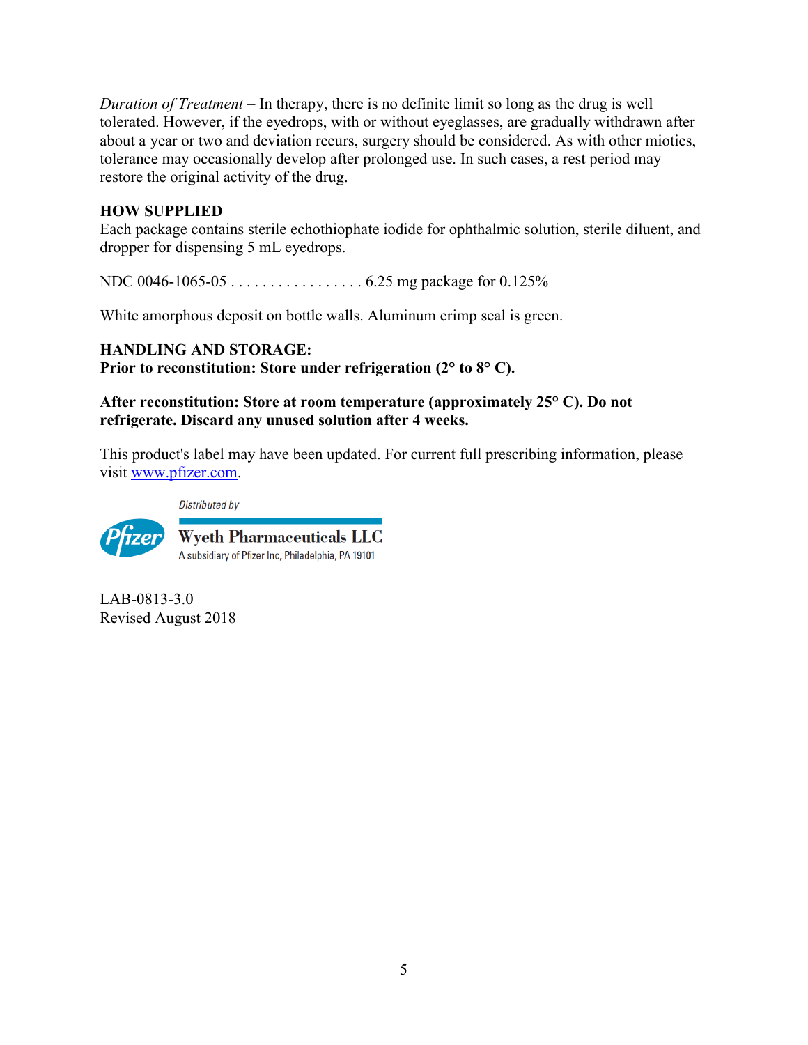*Duration of Treatment* – In therapy, there is no definite limit so long as the drug is well tolerated. However, if the eyedrops, with or without eyeglasses, are gradually withdrawn after about a year or two and deviation recurs, surgery should be considered. As with other miotics, tolerance may occasionally develop after prolonged use. In such cases, a rest period may restore the original activity of the drug.

**HOW SUPPLIED**

Each package contains sterile echothiophate iodide for ophthalmic solution, sterile diluent, and dropper for dispensing 5 mL eyedrops.

NDC 0046-1065-05 . . . . . . . . . . . . . . . . . 6.25 mg package for 0.125%

White amorphous deposit on bottle walls. Aluminum crimp seal is green.

**HANDLING AND STORAGE:**

**Prior to reconstitution: Store under refrigeration (2° to 8° C).**

**After reconstitution: Store at room temperature (approximately 25° C). Do not refrigerate. Discard any unused solution after 4 weeks.**

This product's label may have been updated. For current full prescribing information, please visit [www.pfizer.com](http://www.pfizer.com).

Distributed by

Pfizer

Wyeth Pharmaceuticals LLC

A subsidiary of Pfizer Inc, Philadelphia, PA 19101

LAB-0813-3.0

Revised August 2018